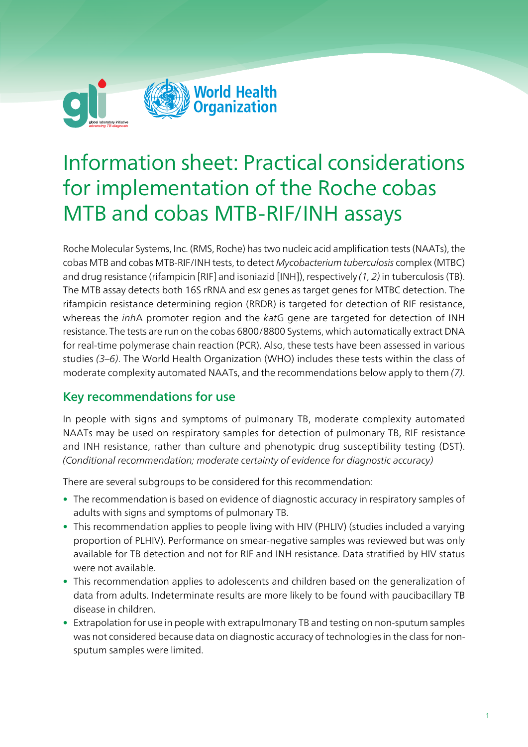# Information sheet: Practical considerations for implementation of the Roche cobas MTB and cobas MTB-RIF/INH assays

Roche Molecular Systems, Inc. (RMS, Roche) has two nucleic acid amplification tests (NAATs), the cobas MTB and cobas MTB-RIF/INH tests, to detect *Mycobacterium tuberculosis* complex (MTBC) and drug resistance (rifampicin [RIF] and isoniazid [INH]), respectively *(1, 2)* in tuberculosis (TB). The MTB assay detects both 16S rRNA and *esx* genes as target genes for MTBC detection. The rifampicin resistance determining region (RRDR) is targeted for detection of RIF resistance, whereas the *inh*A promoter region and the *kat*G gene are targeted for detection of INH resistance. The tests are run on the cobas 6800/8800 Systems, which automatically extract DNA for real-time polymerase chain reaction (PCR). Also, these tests have been assessed in various studies *(3–6)*. The World Health Organization (WHO) includes these tests within the class of moderate complexity automated NAATs, and the recommendations below apply to them *(7)*.

## Key recommendations for use

In people with signs and symptoms of pulmonary TB, moderate complexity automated NAATs may be used on respiratory samples for detection of pulmonary TB, RIF resistance and INH resistance, rather than culture and phenotypic drug susceptibility testing (DST). *(Conditional recommendation; moderate certainty of evidence for diagnostic accuracy)*

There are several subgroups to be considered for this recommendation:

- The recommendation is based on evidence of diagnostic accuracy in respiratory samples of adults with signs and symptoms of pulmonary TB.
- This recommendation applies to people living with HIV (PHLIV) (studies included a varying proportion of PLHIV). Performance on smear-negative samples was reviewed but was only available for TB detection and not for RIF and INH resistance. Data stratified by HIV status were not available.
- This recommendation applies to adolescents and children based on the generalization of data from adults. Indeterminate results are more likely to be found with paucibacillary TB disease in children.
- Extrapolation for use in people with extrapulmonary TB and testing on non-sputum samples was not considered because data on diagnostic accuracy of technologies in the class for non-sputum samples were limited.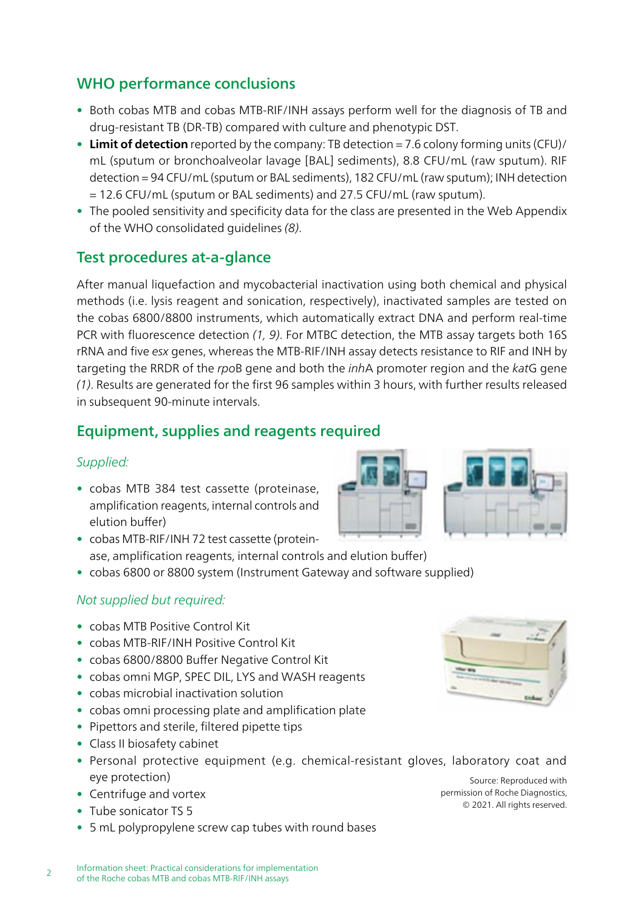## WHO performance conclusions

- Both cobas MTB and cobas MTB-RIF/INH assays perform well for the diagnosis of TB and drug-resistant TB (DR-TB) compared with culture and phenotypic DST.
- **Limit of detection** reported by the company: TB detection = 7.6 colony forming units (CFU)/mL (sputum or bronchoalveolar lavage [BAL] sediments), 8.8 CFU/mL (raw sputum). RIF detection = 94 CFU/mL (sputum or BAL sediments), 182 CFU/mL (raw sputum); INH detection = 12.6 CFU/mL (sputum or BAL sediments) and 27.5 CFU/mL (raw sputum).
- The pooled sensitivity and specificity data for the class are presented in the Web Appendix of the WHO consolidated guidelines *(8)*.

## Test procedures at-a-glance

After manual liquefaction and mycobacterial inactivation using both chemical and physical methods (i.e. lysis reagent and sonication, respectively), inactivated samples are tested on the cobas 6800/8800 instruments, which automatically extract DNA and perform real-time PCR with fluorescence detection *(1, 9)*. For MTBC detection, the MTB assay targets both 16S rRNA and five *esx* genes, whereas the MTB-RIF/INH assay detects resistance to RIF and INH by targeting the RRDR of the *rpo*B gene and both the *inh*A promoter region and the *kat*G gene *(1)*. Results are generated for the first 96 samples within 3 hours, with further results released in subsequent 90-minute intervals.

## Equipment, supplies and reagents required

*Supplied:*

- cobas MTB 384 test cassette (proteinase, amplification reagents, internal controls and elution buffer)
- cobas MTB-RIF/INH 72 test cassette (proteinase, amplification reagents, internal controls and elution buffer)
- cobas 6800 or 8800 system (Instrument Gateway and software supplied)

*Not supplied but required:*

- cobas MTB Positive Control Kit
- cobas MTB-RIF/INH Positive Control Kit
- cobas 6800/8800 Buffer Negative Control Kit
- cobas omni MGP, SPEC DIL, LYS and WASH reagents
- cobas microbial inactivation solution
- cobas omni processing plate and amplification plate
- Pipettors and sterile, filtered pipette tips
- Class II biosafety cabinet
- Personal protective equipment (e.g. chemical-resistant gloves, laboratory coat and eye protection)
- Centrifuge and vortex
- Tube sonicator TS 5
- 5 mL polypropylene screw cap tubes with round bases

Source: Reproduced with permission of Roche Diagnostics, © 2021. All rights reserved.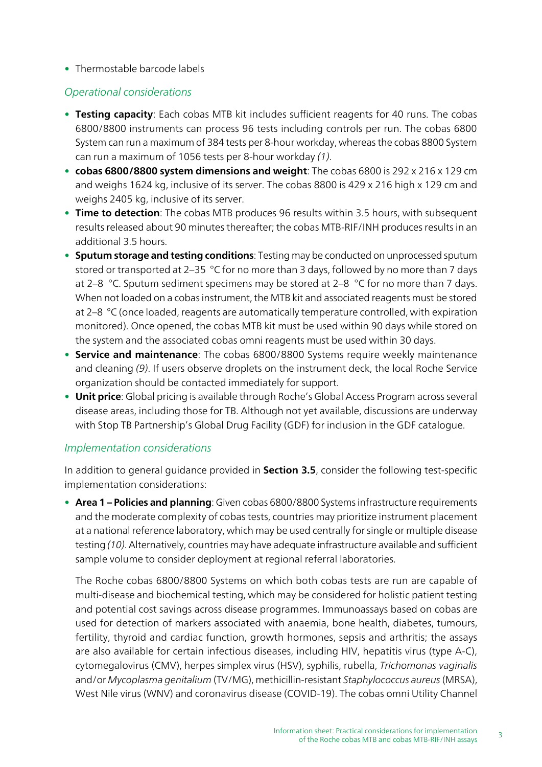- Thermostable barcode labels

### *Operational considerations*

- **Testing capacity**: Each cobas MTB kit includes sufficient reagents for 40 runs. The cobas 6800/8800 instruments can process 96 tests including controls per run. The cobas 6800 System can run a maximum of 384 tests per 8-hour workday, whereas the cobas 8800 System can run a maximum of 1056 tests per 8-hour workday *(1)*.
- **cobas 6800/8800 system dimensions and weight**: The cobas 6800 is 292 x 216 x 129 cm and weighs 1624 kg, inclusive of its server. The cobas 8800 is 429 x 216 high x 129 cm and weighs 2405 kg, inclusive of its server.
- **Time to detection**: The cobas MTB produces 96 results within 3.5 hours, with subsequent results released about 90 minutes thereafter; the cobas MTB-RIF/INH produces results in an additional 3.5 hours.
- **Sputum storage and testing conditions**: Testing may be conducted on unprocessed sputum stored or transported at 2–35 °C for no more than 3 days, followed by no more than 7 days at 2–8 °C. Sputum sediment specimens may be stored at 2–8 °C for no more than 7 days. When not loaded on a cobas instrument, the MTB kit and associated reagents must be stored at 2–8 °C (once loaded, reagents are automatically temperature controlled, with expiration monitored). Once opened, the cobas MTB kit must be used within 90 days while stored on the system and the associated cobas omni reagents must be used within 30 days.
- **Service and maintenance**: The cobas 6800/8800 Systems require weekly maintenance and cleaning *(9)*. If users observe droplets on the instrument deck, the local Roche Service organization should be contacted immediately for support.
- **Unit price**: Global pricing is available through Roche's Global Access Program across several disease areas, including those for TB. Although not yet available, discussions are underway with Stop TB Partnership's Global Drug Facility (GDF) for inclusion in the GDF catalogue.

### *Implementation considerations*

In addition to general guidance provided in **Section 3.5**, consider the following test-specific implementation considerations:

- **Area 1 – Policies and planning**: Given cobas 6800/8800 Systems infrastructure requirements and the moderate complexity of cobas tests, countries may prioritize instrument placement at a national reference laboratory, which may be used centrally for single or multiple disease testing *(10)*. Alternatively, countries may have adequate infrastructure available and sufficient sample volume to consider deployment at regional referral laboratories.

  The Roche cobas 6800/8800 Systems on which both cobas tests are run are capable of multi-disease and biochemical testing, which may be considered for holistic patient testing and potential cost savings across disease programmes. Immunoassays based on cobas are used for detection of markers associated with anaemia, bone health, diabetes, tumours, fertility, thyroid and cardiac function, growth hormones, sepsis and arthritis; the assays are also available for certain infectious diseases, including HIV, hepatitis virus (type A-C), cytomegalovirus (CMV), herpes simplex virus (HSV), syphilis, rubella, *Trichomonas vaginalis* and/or *Mycoplasma genitalium* (TV/MG), methicillin-resistant *Staphylococcus aureus* (MRSA), West Nile virus (WNV) and coronavirus disease (COVID-19). The cobas omni Utility Channel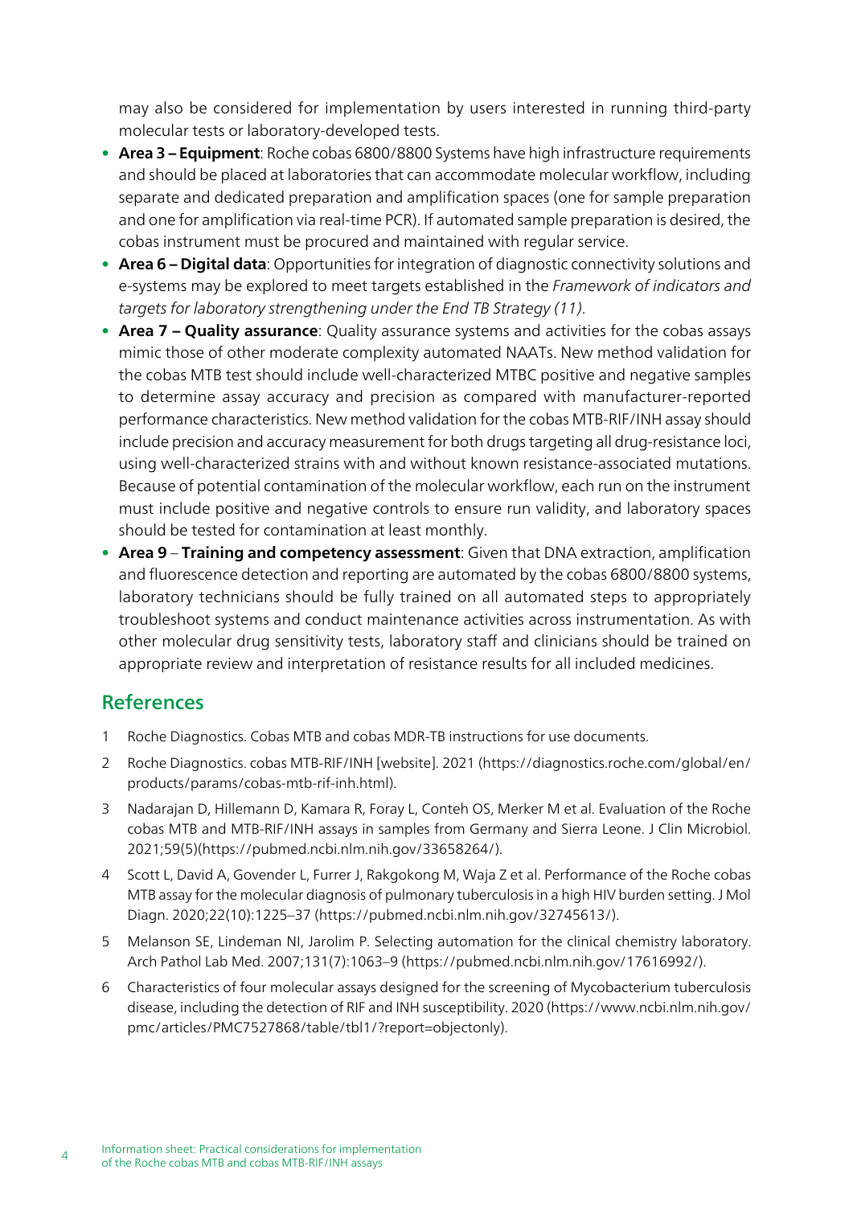may also be considered for implementation by users interested in running third-party molecular tests or laboratory-developed tests.

- **Area 3 – Equipment**: Roche cobas 6800/8800 Systems have high infrastructure requirements and should be placed at laboratories that can accommodate molecular workflow, including separate and dedicated preparation and amplification spaces (one for sample preparation and one for amplification via real-time PCR). If automated sample preparation is desired, the cobas instrument must be procured and maintained with regular service.
- **Area 6 – Digital data**: Opportunities for integration of diagnostic connectivity solutions and e-systems may be explored to meet targets established in the *Framework of indicators and targets for laboratory strengthening under the End TB Strategy (11)*.
- **Area 7 – Quality assurance**: Quality assurance systems and activities for the cobas assays mimic those of other moderate complexity automated NAATs. New method validation for the cobas MTB test should include well-characterized MTBC positive and negative samples to determine assay accuracy and precision as compared with manufacturer-reported performance characteristics. New method validation for the cobas MTB-RIF/INH assay should include precision and accuracy measurement for both drugs targeting all drug-resistance loci, using well-characterized strains with and without known resistance-associated mutations. Because of potential contamination of the molecular workflow, each run on the instrument must include positive and negative controls to ensure run validity, and laboratory spaces should be tested for contamination at least monthly.
- **Area 9** – **Training and competency assessment**: Given that DNA extraction, amplification and fluorescence detection and reporting are automated by the cobas 6800/8800 systems, laboratory technicians should be fully trained on all automated steps to appropriately troubleshoot systems and conduct maintenance activities across instrumentation. As with other molecular drug sensitivity tests, laboratory staff and clinicians should be trained on appropriate review and interpretation of resistance results for all included medicines.

## References

1. Roche Diagnostics. Cobas MTB and cobas MDR-TB instructions for use documents.
2. Roche Diagnostics. cobas MTB-RIF/INH [website]. 2021 (https://diagnostics.roche.com/global/en/products/params/cobas-mtb-rif-inh.html).
3. Nadarajan D, Hillemann D, Kamara R, Foray L, Conteh OS, Merker M et al. Evaluation of the Roche cobas MTB and MTB-RIF/INH assays in samples from Germany and Sierra Leone. J Clin Microbiol. 2021;59(5)(https://pubmed.ncbi.nlm.nih.gov/33658264/).
4. Scott L, David A, Govender L, Furrer J, Rakgokong M, Waja Z et al. Performance of the Roche cobas MTB assay for the molecular diagnosis of pulmonary tuberculosis in a high HIV burden setting. J Mol Diagn. 2020;22(10):1225–37 (https://pubmed.ncbi.nlm.nih.gov/32745613/).
5. Melanson SE, Lindeman NI, Jarolim P. Selecting automation for the clinical chemistry laboratory. Arch Pathol Lab Med. 2007;131(7):1063–9 (https://pubmed.ncbi.nlm.nih.gov/17616992/).
6. Characteristics of four molecular assays designed for the screening of Mycobacterium tuberculosis disease, including the detection of RIF and INH susceptibility. 2020 (https://www.ncbi.nlm.nih.gov/pmc/articles/PMC7527868/table/tbl1/?report=objectonly).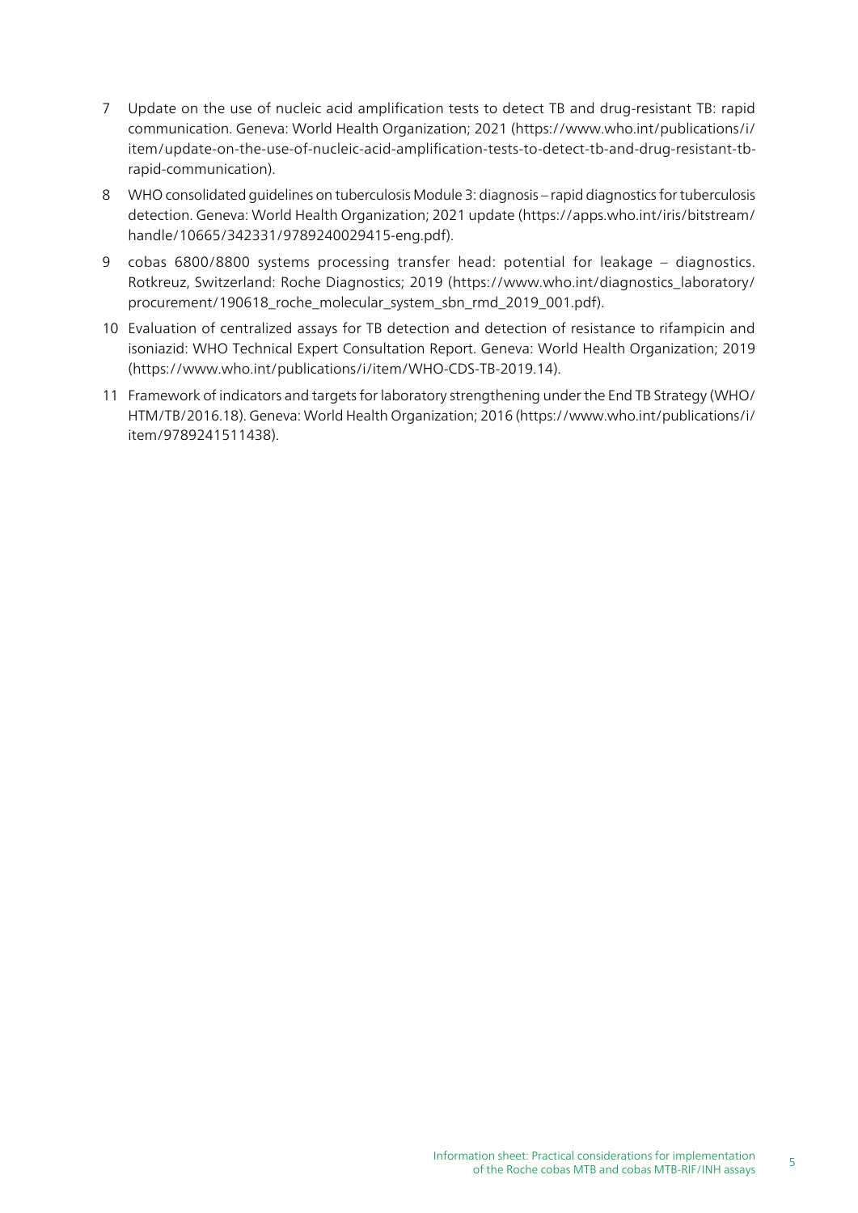7 Update on the use of nucleic acid amplification tests to detect TB and drug-resistant TB: rapid communication. Geneva: World Health Organization; 2021 (https://www.who.int/publications/i/item/update-on-the-use-of-nucleic-acid-amplification-tests-to-detect-tb-and-drug-resistant-tb-rapid-communication).

8 WHO consolidated guidelines on tuberculosis Module 3: diagnosis – rapid diagnostics for tuberculosis detection. Geneva: World Health Organization; 2021 update (https://apps.who.int/iris/bitstream/handle/10665/342331/9789240029415-eng.pdf).

9 cobas 6800/8800 systems processing transfer head: potential for leakage – diagnostics. Rotkreuz, Switzerland: Roche Diagnostics; 2019 (https://www.who.int/diagnostics_laboratory/procurement/190618_roche_molecular_system_sbn_rmd_2019_001.pdf).

10 Evaluation of centralized assays for TB detection and detection of resistance to rifampicin and isoniazid: WHO Technical Expert Consultation Report. Geneva: World Health Organization; 2019 (https://www.who.int/publications/i/item/WHO-CDS-TB-2019.14).

11 Framework of indicators and targets for laboratory strengthening under the End TB Strategy (WHO/HTM/TB/2016.18). Geneva: World Health Organization; 2016 (https://www.who.int/publications/i/item/9789241511438).